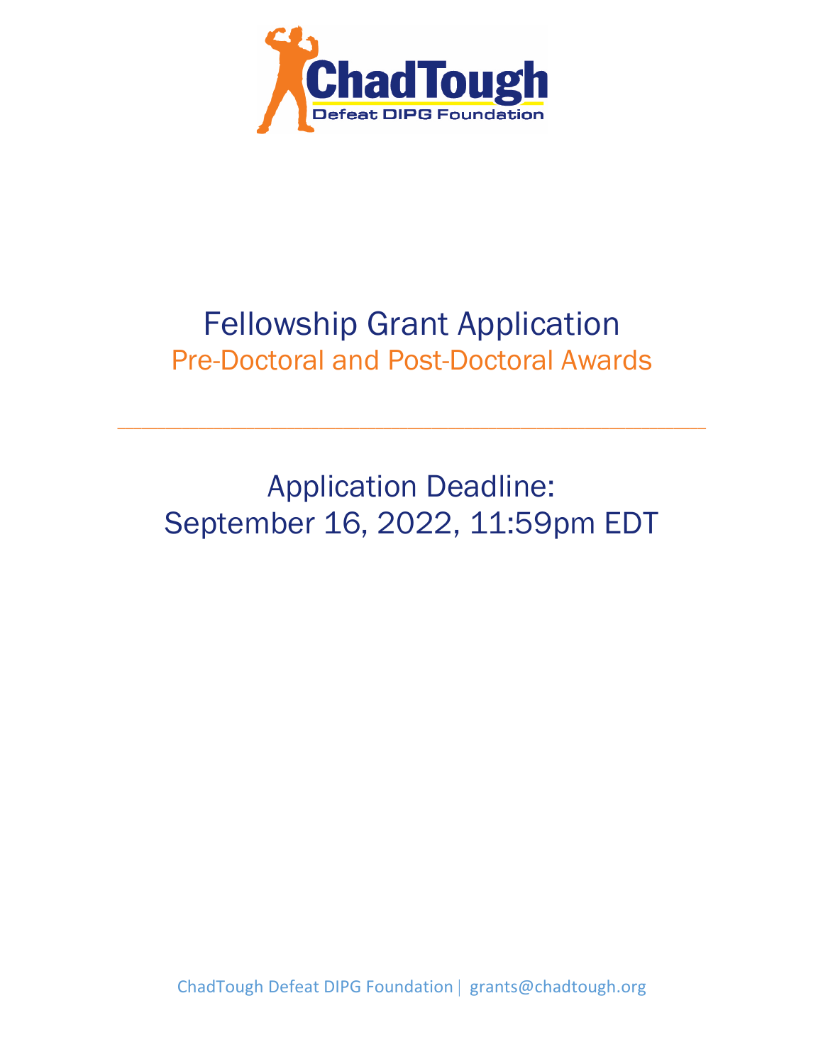ChadTough

Defeat DIPG Foundation

# Fellowship Grant Application

## Pre-Doctoral and Post-Doctoral Awards

---

## Application Deadline:
## September 16, 2022, 11:59pm EDT

ChadTough Defeat DIPG Foundation | grants@chadtough.org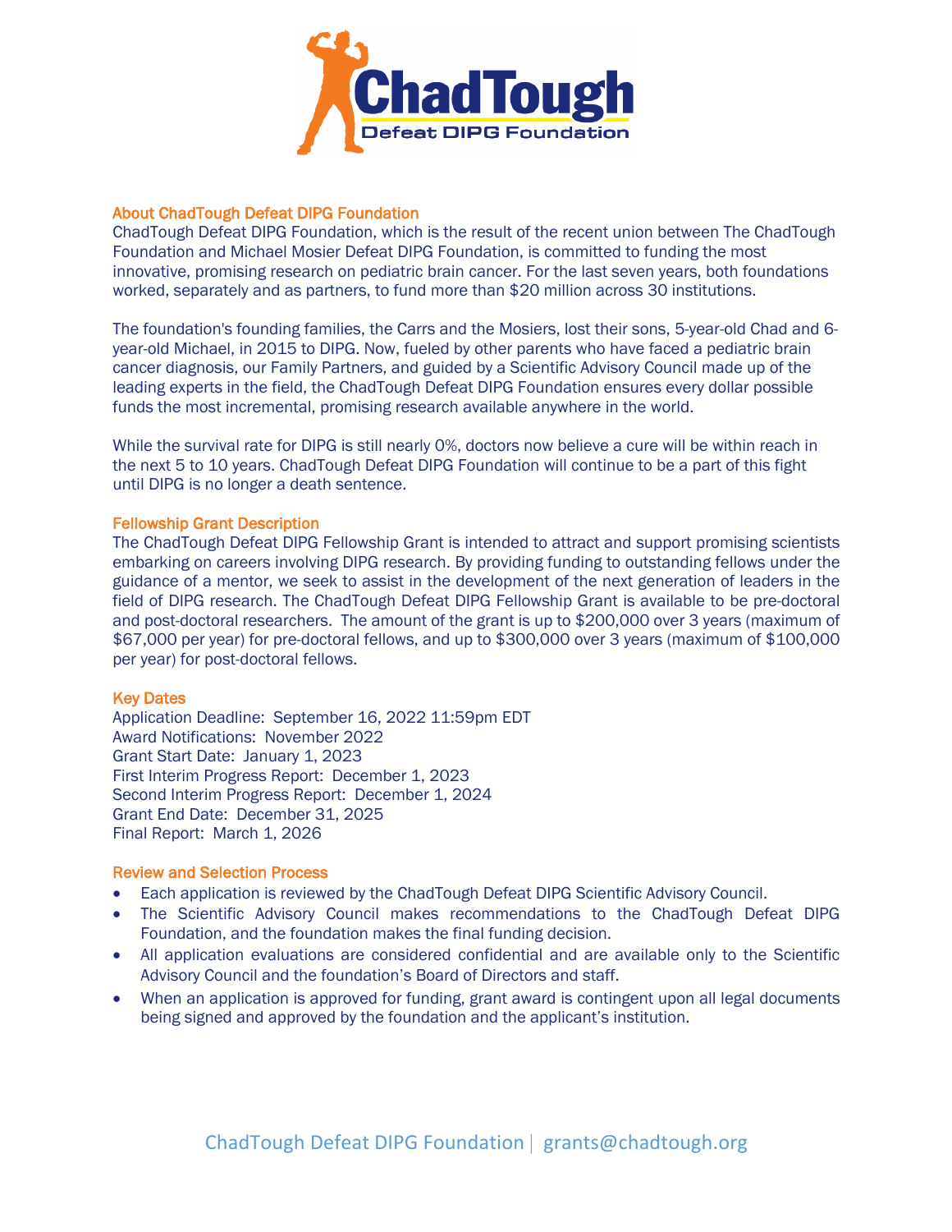## About ChadTough Defeat DIPG Foundation

ChadTough Defeat DIPG Foundation, which is the result of the recent union between The ChadTough Foundation and Michael Mosier Defeat DIPG Foundation, is committed to funding the most innovative, promising research on pediatric brain cancer. For the last seven years, both foundations worked, separately and as partners, to fund more than $20 million across 30 institutions.

The foundation's founding families, the Carrs and the Mosiers, lost their sons, 5-year-old Chad and 6-year-old Michael, in 2015 to DIPG. Now, fueled by other parents who have faced a pediatric brain cancer diagnosis, our Family Partners, and guided by a Scientific Advisory Council made up of the leading experts in the field, the ChadTough Defeat DIPG Foundation ensures every dollar possible funds the most incremental, promising research available anywhere in the world.

While the survival rate for DIPG is still nearly 0%, doctors now believe a cure will be within reach in the next 5 to 10 years. ChadTough Defeat DIPG Foundation will continue to be a part of this fight until DIPG is no longer a death sentence.

## Fellowship Grant Description

The ChadTough Defeat DIPG Fellowship Grant is intended to attract and support promising scientists embarking on careers involving DIPG research. By providing funding to outstanding fellows under the guidance of a mentor, we seek to assist in the development of the next generation of leaders in the field of DIPG research. The ChadTough Defeat DIPG Fellowship Grant is available to be pre-doctoral and post-doctoral researchers. The amount of the grant is up to $200,000 over 3 years (maximum of $67,000 per year) for pre-doctoral fellows, and up to $300,000 over 3 years (maximum of $100,000 per year) for post-doctoral fellows.

## Key Dates

Application Deadline: September 16, 2022 11:59pm EDT
Award Notifications: November 2022
Grant Start Date: January 1, 2023
First Interim Progress Report: December 1, 2023
Second Interim Progress Report: December 1, 2024
Grant End Date: December 31, 2025
Final Report: March 1, 2026

## Review and Selection Process

- Each application is reviewed by the ChadTough Defeat DIPG Scientific Advisory Council.
- The Scientific Advisory Council makes recommendations to the ChadTough Defeat DIPG Foundation, and the foundation makes the final funding decision.
- All application evaluations are considered confidential and are available only to the Scientific Advisory Council and the foundation's Board of Directors and staff.
- When an application is approved for funding, grant award is contingent upon all legal documents being signed and approved by the foundation and the applicant's institution.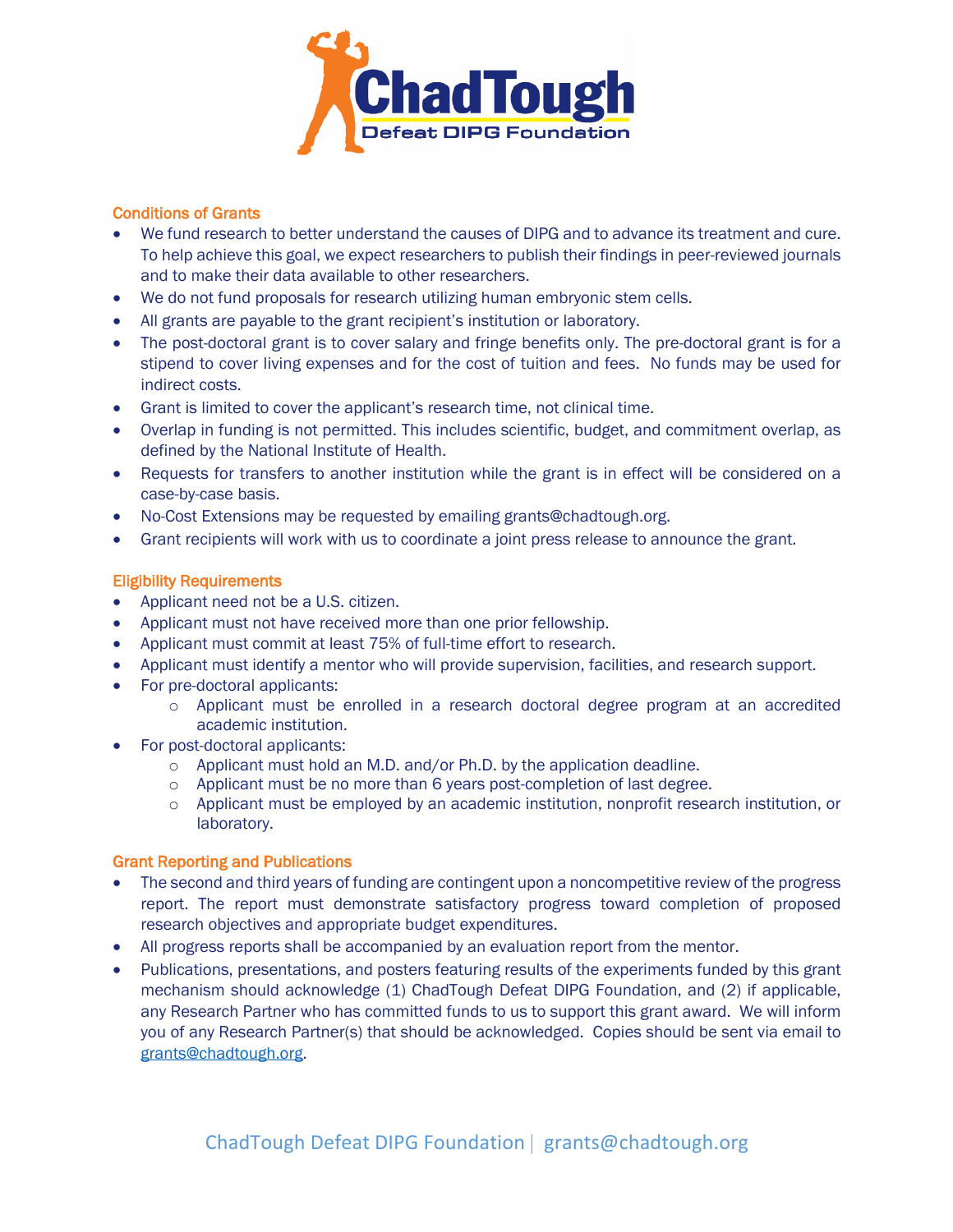## Conditions of Grants

- We fund research to better understand the causes of DIPG and to advance its treatment and cure. To help achieve this goal, we expect researchers to publish their findings in peer-reviewed journals and to make their data available to other researchers.
- We do not fund proposals for research utilizing human embryonic stem cells.
- All grants are payable to the grant recipient's institution or laboratory.
- The post-doctoral grant is to cover salary and fringe benefits only. The pre-doctoral grant is for a stipend to cover living expenses and for the cost of tuition and fees. No funds may be used for indirect costs.
- Grant is limited to cover the applicant's research time, not clinical time.
- Overlap in funding is not permitted. This includes scientific, budget, and commitment overlap, as defined by the National Institute of Health.
- Requests for transfers to another institution while the grant is in effect will be considered on a case-by-case basis.
- No-Cost Extensions may be requested by emailing grants@chadtough.org.
- Grant recipients will work with us to coordinate a joint press release to announce the grant.

## Eligibility Requirements

- Applicant need not be a U.S. citizen.
- Applicant must not have received more than one prior fellowship.
- Applicant must commit at least 75% of full-time effort to research.
- Applicant must identify a mentor who will provide supervision, facilities, and research support.
- For pre-doctoral applicants:
  - Applicant must be enrolled in a research doctoral degree program at an accredited academic institution.
- For post-doctoral applicants:
  - Applicant must hold an M.D. and/or Ph.D. by the application deadline.
  - Applicant must be no more than 6 years post-completion of last degree.
  - Applicant must be employed by an academic institution, nonprofit research institution, or laboratory.

## Grant Reporting and Publications

- The second and third years of funding are contingent upon a noncompetitive review of the progress report. The report must demonstrate satisfactory progress toward completion of proposed research objectives and appropriate budget expenditures.
- All progress reports shall be accompanied by an evaluation report from the mentor.
- Publications, presentations, and posters featuring results of the experiments funded by this grant mechanism should acknowledge (1) ChadTough Defeat DIPG Foundation, and (2) if applicable, any Research Partner who has committed funds to us to support this grant award. We will inform you of any Research Partner(s) that should be acknowledged. Copies should be sent via email to grants@chadtough.org.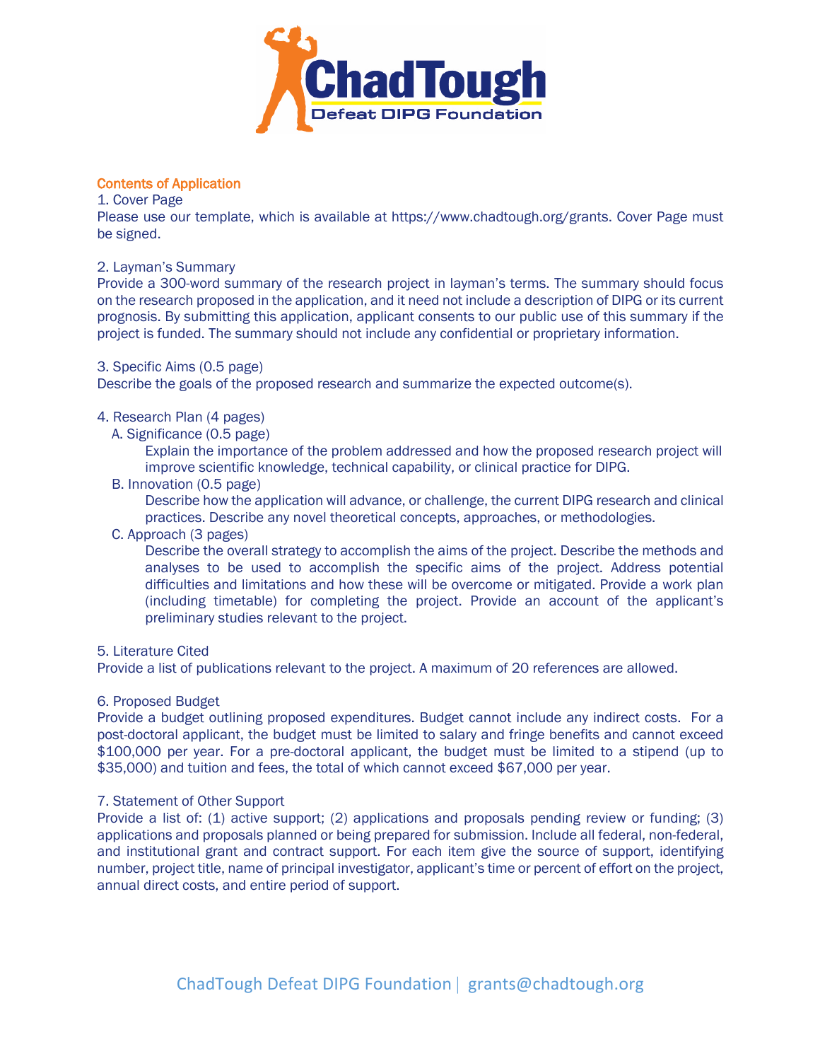## Contents of Application

1. Cover Page

Please use our template, which is available at https://www.chadtough.org/grants. Cover Page must be signed.

2. Layman's Summary

Provide a 300-word summary of the research project in layman's terms. The summary should focus on the research proposed in the application, and it need not include a description of DIPG or its current prognosis. By submitting this application, applicant consents to our public use of this summary if the project is funded. The summary should not include any confidential or proprietary information.

3. Specific Aims (0.5 page)

Describe the goals of the proposed research and summarize the expected outcome(s).

4. Research Plan (4 pages)

A. Significance (0.5 page)

Explain the importance of the problem addressed and how the proposed research project will improve scientific knowledge, technical capability, or clinical practice for DIPG.

B. Innovation (0.5 page)

Describe how the application will advance, or challenge, the current DIPG research and clinical practices. Describe any novel theoretical concepts, approaches, or methodologies.

C. Approach (3 pages)

Describe the overall strategy to accomplish the aims of the project. Describe the methods and analyses to be used to accomplish the specific aims of the project. Address potential difficulties and limitations and how these will be overcome or mitigated. Provide a work plan (including timetable) for completing the project. Provide an account of the applicant's preliminary studies relevant to the project.

5. Literature Cited

Provide a list of publications relevant to the project. A maximum of 20 references are allowed.

6. Proposed Budget

Provide a budget outlining proposed expenditures. Budget cannot include any indirect costs. For a post-doctoral applicant, the budget must be limited to salary and fringe benefits and cannot exceed $100,000 per year. For a pre-doctoral applicant, the budget must be limited to a stipend (up to $35,000) and tuition and fees, the total of which cannot exceed $67,000 per year.

7. Statement of Other Support

Provide a list of: (1) active support; (2) applications and proposals pending review or funding; (3) applications and proposals planned or being prepared for submission. Include all federal, non-federal, and institutional grant and contract support. For each item give the source of support, identifying number, project title, name of principal investigator, applicant's time or percent of effort on the project, annual direct costs, and entire period of support.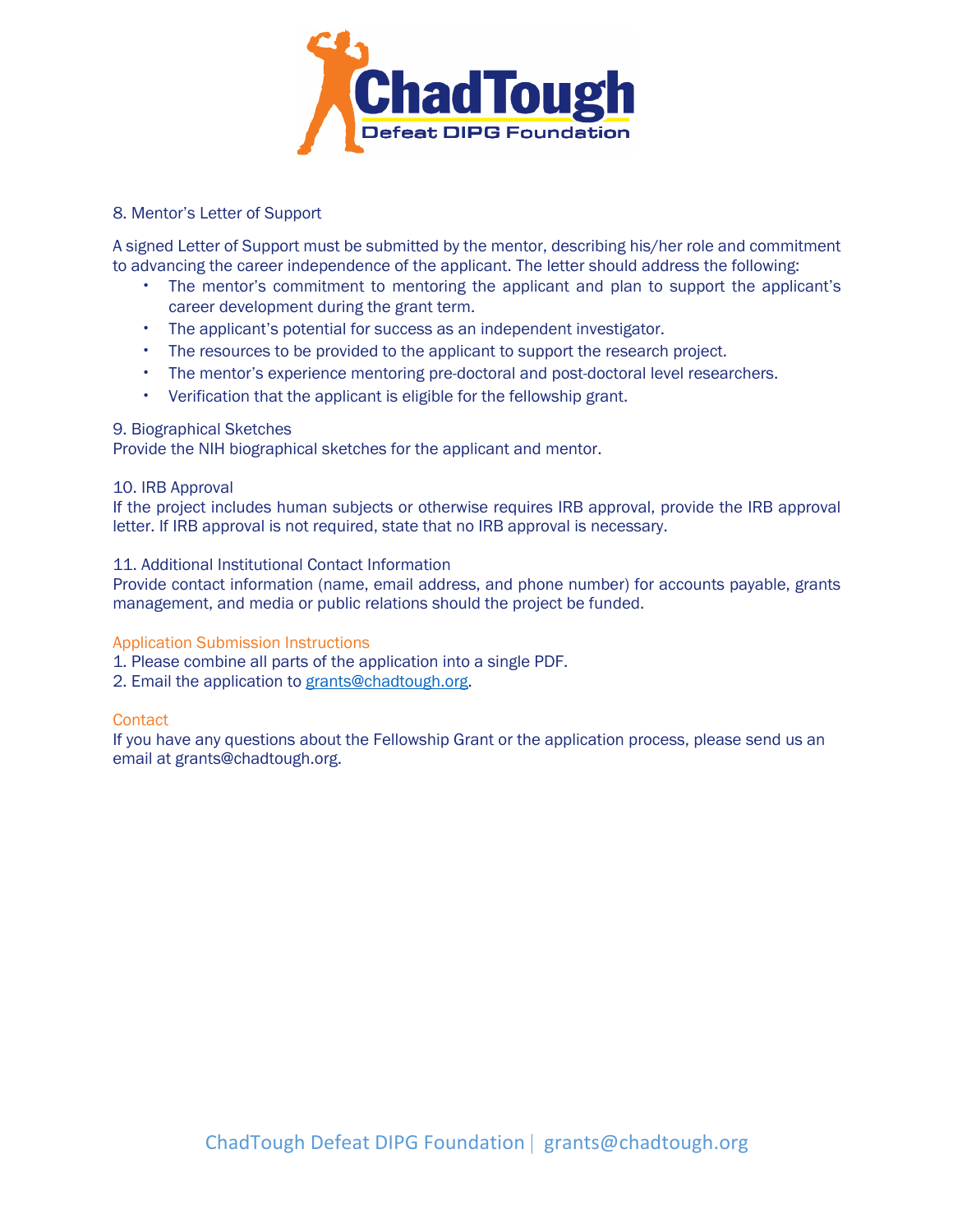8. Mentor's Letter of Support

A signed Letter of Support must be submitted by the mentor, describing his/her role and commitment to advancing the career independence of the applicant. The letter should address the following:

- The mentor's commitment to mentoring the applicant and plan to support the applicant's career development during the grant term.
- The applicant's potential for success as an independent investigator.
- The resources to be provided to the applicant to support the research project.
- The mentor's experience mentoring pre-doctoral and post-doctoral level researchers.
- Verification that the applicant is eligible for the fellowship grant.

9. Biographical Sketches

Provide the NIH biographical sketches for the applicant and mentor.

10. IRB Approval

If the project includes human subjects or otherwise requires IRB approval, provide the IRB approval letter. If IRB approval is not required, state that no IRB approval is necessary.

11. Additional Institutional Contact Information

Provide contact information (name, email address, and phone number) for accounts payable, grants management, and media or public relations should the project be funded.

## Application Submission Instructions

1. Please combine all parts of the application into a single PDF.
2. Email the application to grants@chadtough.org.

## Contact

If you have any questions about the Fellowship Grant or the application process, please send us an email at grants@chadtough.org.